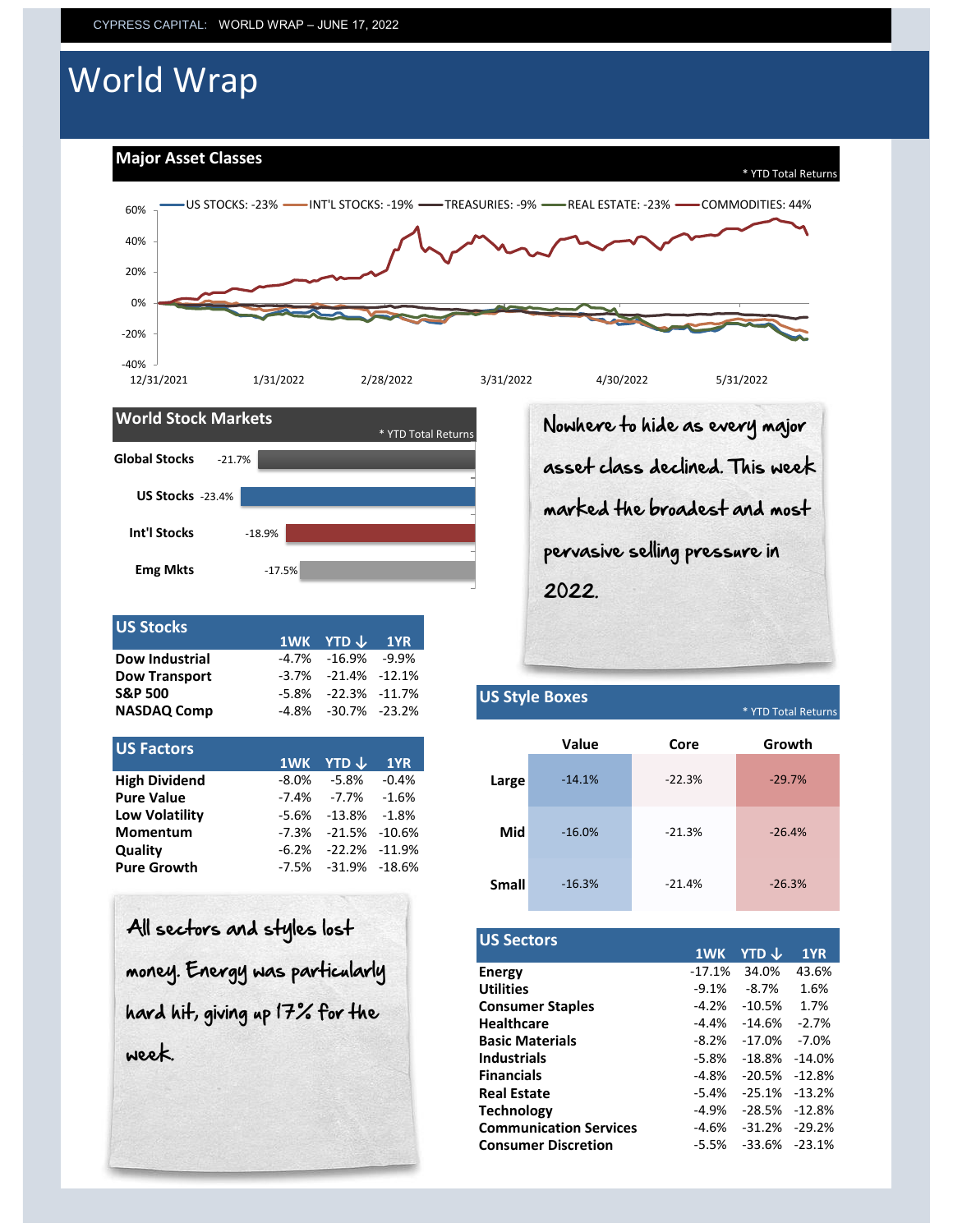CYPRESS CAPITAL: WORLD WRAP – JUNE 17, 2022

# World Wrap

## Major Asset Classes

* YTD Total Returns

US STOCKS: -23% | INT'L STOCKS: -19% | TREASURIES: -9% | REAL ESTATE: -23% | COMMODITIES: 44%

## World Stock Markets

* YTD Total Returns

| Market | YTD |
|---|---|
| Global Stocks | -21.7% |
| US Stocks | -23.4% |
| Int'l Stocks | -18.9% |
| Emg Mkts | -17.5% |

Nowhere to hide as every major asset class declined. This week marked the broadest and most pervasive selling pressure in 2022.

## US Stocks

| | 1WK | YTD ↓ | 1YR |
|---|---|---|---|
| Dow Industrial | -4.7% | -16.9% | -9.9% |
| Dow Transport | -3.7% | -21.4% | -12.1% |
| S&P 500 | -5.8% | -22.3% | -11.7% |
| NASDAQ Comp | -4.8% | -30.7% | -23.2% |

## US Factors

| | 1WK | YTD ↓ | 1YR |
|---|---|---|---|
| High Dividend | -8.0% | -5.8% | -0.4% |
| Pure Value | -7.4% | -7.7% | -1.6% |
| Low Volatility | -5.6% | -13.8% | -1.8% |
| Momentum | -7.3% | -21.5% | -10.6% |
| Quality | -6.2% | -22.2% | -11.9% |
| Pure Growth | -7.5% | -31.9% | -18.6% |

## US Style Boxes

* YTD Total Returns

| | Value | Core | Growth |
|---|---|---|---|
| Large | -14.1% | -22.3% | -29.7% |
| Mid | -16.0% | -21.3% | -26.4% |
| Small | -16.3% | -21.4% | -26.3% |

All sectors and styles lost money. Energy was particularly hard hit, giving up 17% for the week.

## US Sectors

| | 1WK | YTD ↓ | 1YR |
|---|---|---|---|
| Energy | -17.1% | 34.0% | 43.6% |
| Utilities | -9.1% | -8.7% | 1.6% |
| Consumer Staples | -4.2% | -10.5% | 1.7% |
| Healthcare | -4.4% | -14.6% | -2.7% |
| Basic Materials | -8.2% | -17.0% | -7.0% |
| Industrials | -5.8% | -18.8% | -14.0% |
| Financials | -4.8% | -20.5% | -12.8% |
| Real Estate | -5.4% | -25.1% | -13.2% |
| Technology | -4.9% | -28.5% | -12.8% |
| Communication Services | -4.6% | -31.2% | -29.2% |
| Consumer Discretion | -5.5% | -33.6% | -23.1% |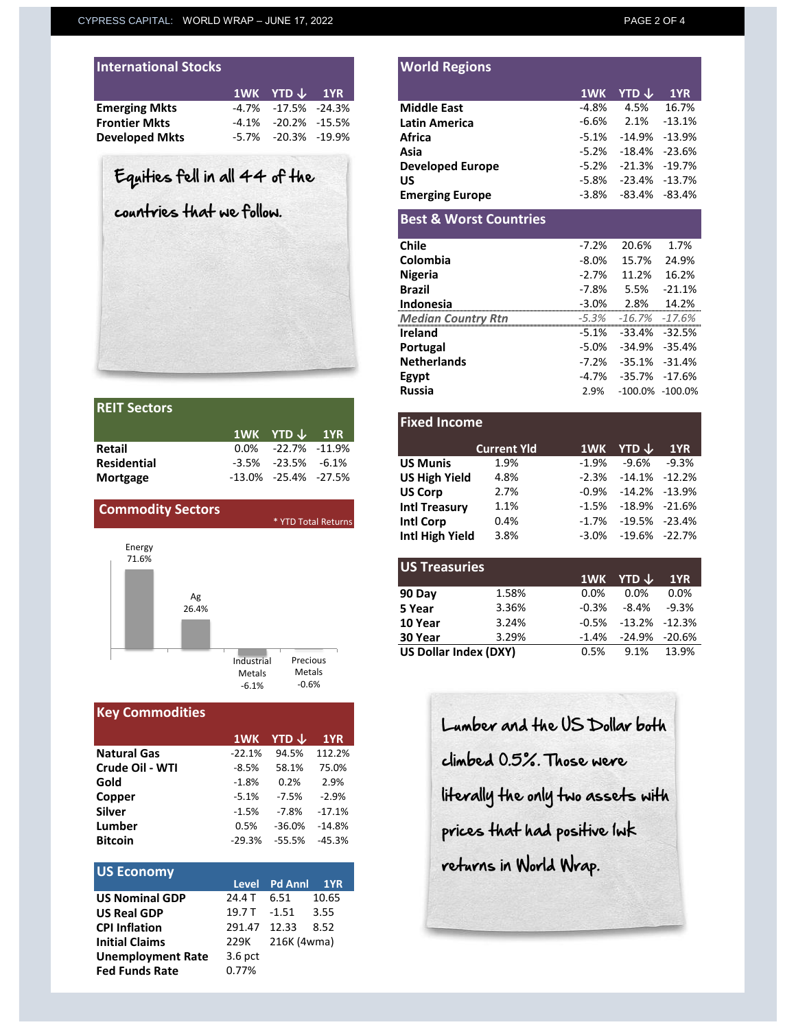## International Stocks

| | 1WK | YTD ↓ | 1YR |
|---|---|---|---|
| **Emerging Mkts** | -4.7% | -17.5% | -24.3% |
| **Frontier Mkts** | -4.1% | -20.2% | -15.5% |
| **Developed Mkts** | -5.7% | -20.3% | -19.9% |

Equities fell in all 44 of the countries that we follow.

## REIT Sectors

| | 1WK | YTD ↓ | 1YR |
|---|---|---|---|
| **Retail** | 0.0% | -22.7% | -11.9% |
| **Residential** | -3.5% | -23.5% | -6.1% |
| **Mortgage** | -13.0% | -25.4% | -27.5% |

## Commodity Sectors

\* YTD Total Returns

| Sector | YTD Total Return |
|---|---|
| Energy | 71.6% |
| Ag | 26.4% |
| Industrial Metals | -6.1% |
| Precious Metals | -0.6% |

## Key Commodities

| | 1WK | YTD ↓ | 1YR |
|---|---|---|---|
| **Natural Gas** | -22.1% | 94.5% | 112.2% |
| **Crude Oil - WTI** | -8.5% | 58.1% | 75.0% |
| **Gold** | -1.8% | 0.2% | 2.9% |
| **Copper** | -5.1% | -7.5% | -2.9% |
| **Silver** | -1.5% | -7.8% | -17.1% |
| **Lumber** | 0.5% | -36.0% | -14.8% |
| **Bitcoin** | -29.3% | -55.5% | -45.3% |

## US Economy

| | Level | Pd Annl | 1YR |
|---|---|---|---|
| **US Nominal GDP** | 24.4 T | 6.51 | 10.65 |
| **US Real GDP** | 19.7 T | -1.51 | 3.55 |
| **CPI Inflation** | 291.47 | 12.33 | 8.52 |
| **Initial Claims** | 229K | 216K (4wma) | |
| **Unemployment Rate** | 3.6 pct | | |
| **Fed Funds Rate** | 0.77% | | |

## World Regions

| | 1WK | YTD ↓ | 1YR |
|---|---|---|---|
| **Middle East** | -4.8% | 4.5% | 16.7% |
| **Latin America** | -6.6% | 2.1% | -13.1% |
| **Africa** | -5.1% | -14.9% | -13.9% |
| **Asia** | -5.2% | -18.4% | -23.6% |
| **Developed Europe** | -5.2% | -21.3% | -19.7% |
| **US** | -5.8% | -23.4% | -13.7% |
| **Emerging Europe** | -3.8% | -83.4% | -83.4% |

## Best & Worst Countries

| | 1WK | YTD ↓ | 1YR |
|---|---|---|---|
| **Chile** | -7.2% | 20.6% | 1.7% |
| **Colombia** | -8.0% | 15.7% | 24.9% |
| **Nigeria** | -2.7% | 11.2% | 16.2% |
| **Brazil** | -7.8% | 5.5% | -21.1% |
| **Indonesia** | -3.0% | 2.8% | 14.2% |
| *Median Country Rtn* | *-5.3%* | *-16.7%* | *-17.6%* |
| **Ireland** | -5.1% | -33.4% | -32.5% |
| **Portugal** | -5.0% | -34.9% | -35.4% |
| **Netherlands** | -7.2% | -35.1% | -31.4% |
| **Egypt** | -4.7% | -35.7% | -17.6% |
| **Russia** | 2.9% | -100.0% | -100.0% |

## Fixed Income

| | Current Yld | 1WK | YTD ↓ | 1YR |
|---|---|---|---|---|
| **US Munis** | 1.9% | -1.9% | -9.6% | -9.3% |
| **US High Yield** | 4.8% | -2.3% | -14.1% | -12.2% |
| **US Corp** | 2.7% | -0.9% | -14.2% | -13.9% |
| **Intl Treasury** | 1.1% | -1.5% | -18.9% | -21.6% |
| **Intl Corp** | 0.4% | -1.7% | -19.5% | -23.4% |
| **Intl High Yield** | 3.8% | -3.0% | -19.6% | -22.7% |

## US Treasuries

| | | 1WK | YTD ↓ | 1YR |
|---|---|---|---|---|
| **90 Day** | 1.58% | 0.0% | 0.0% | 0.0% |
| **5 Year** | 3.36% | -0.3% | -8.4% | -9.3% |
| **10 Year** | 3.24% | -0.5% | -13.2% | -12.3% |
| **30 Year** | 3.29% | -1.4% | -24.9% | -20.6% |
| **US Dollar Index (DXY)** | | 0.5% | 9.1% | 13.9% |

Lumber and the US Dollar both climbed 0.5%. Those were literally the only two assets with prices that had positive 1wk returns in World Wrap.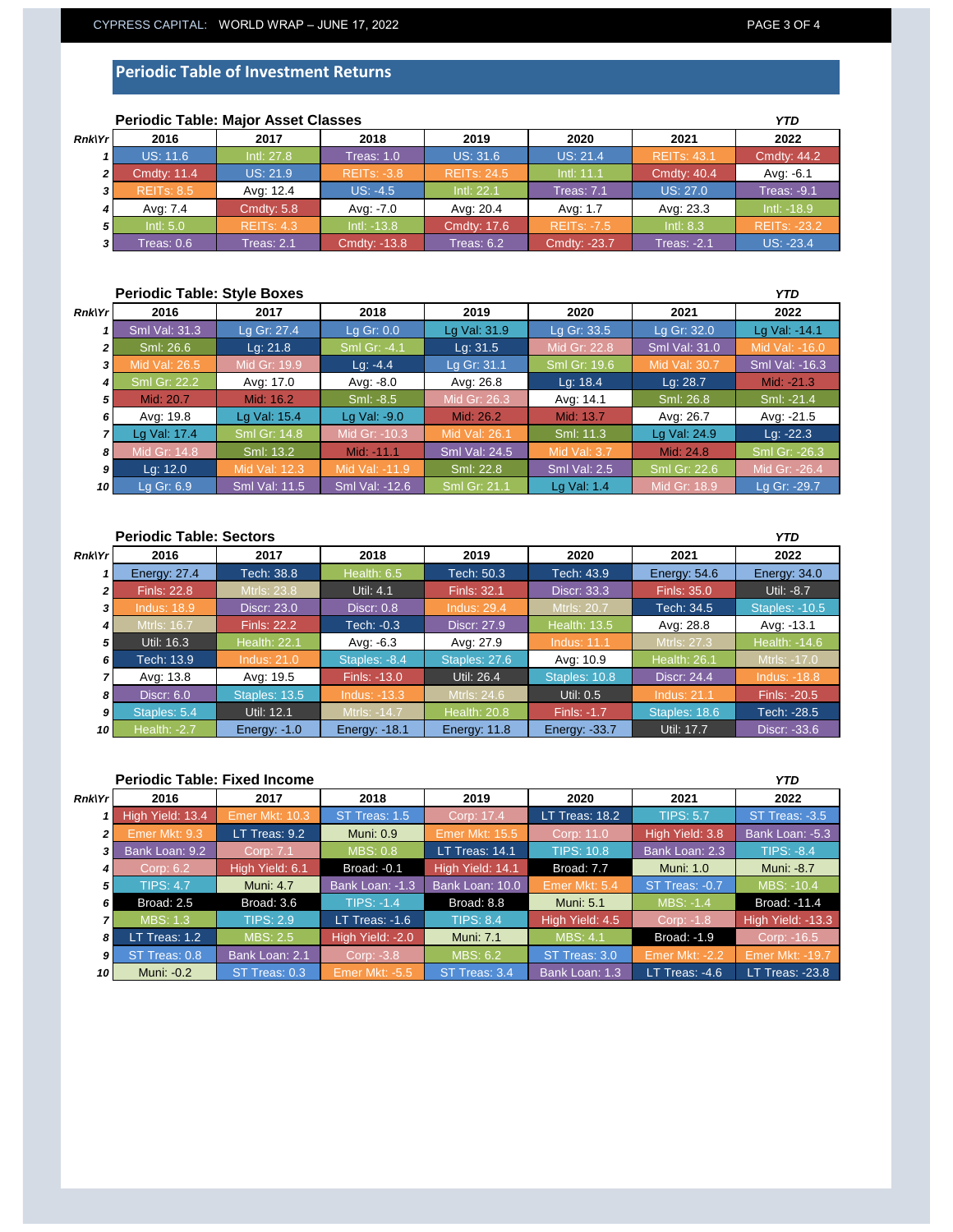## Periodic Table of Investment Returns

### Periodic Table: Major Asset Classes

| Rnk\Yr | 2016 | 2017 | 2018 | 2019 | 2020 | 2021 | YTD 2022 |
|---|---|---|---|---|---|---|---|
| 1 | US: 11.6 | Intl: 27.8 | Treas: 1.0 | US: 31.6 | US: 21.4 | REITs: 43.1 | Cmdty: 44.2 |
| 2 | Cmdty: 11.4 | US: 21.9 | REITs: -3.8 | REITs: 24.5 | Intl: 11.1 | Cmdty: 40.4 | Avg: -6.1 |
| 3 | REITs: 8.5 | Avg: 12.4 | US: -4.5 | Intl: 22.1 | Treas: 7.1 | US: 27.0 | Treas: -9.1 |
| 4 | Avg: 7.4 | Cmdty: 5.8 | Avg: -7.0 | Avg: 20.4 | Avg: 1.7 | Avg: 23.3 | Intl: -18.9 |
| 5 | Intl: 5.0 | REITs: 4.3 | Intl: -13.8 | Cmdty: 17.6 | REITs: -7.5 | Intl: 8.3 | REITs: -23.2 |
| 3 | Treas: 0.6 | Treas: 2.1 | Cmdty: -13.8 | Treas: 6.2 | Cmdty: -23.7 | Treas: -2.1 | US: -23.4 |

### Periodic Table: Style Boxes

| Rnk\Yr | 2016 | 2017 | 2018 | 2019 | 2020 | 2021 | YTD 2022 |
|---|---|---|---|---|---|---|---|
| 1 | Sml Val: 31.3 | Lg Gr: 27.4 | Lg Gr: 0.0 | Lg Val: 31.9 | Lg Gr: 33.5 | Lg Gr: 32.0 | Lg Val: -14.1 |
| 2 | Sml: 26.6 | Lg: 21.8 | Sml Gr: -4.1 | Lg: 31.5 | Mid Gr: 22.8 | Sml Val: 31.0 | Mid Val: -16.0 |
| 3 | Mid Val: 26.5 | Mid Gr: 19.9 | Lg: -4.4 | Lg Gr: 31.1 | Sml Gr: 19.6 | Mid Val: 30.7 | Sml Val: -16.3 |
| 4 | Sml Gr: 22.2 | Avg: 17.0 | Avg: -8.0 | Avg: 26.8 | Lg: 18.4 | Lg: 28.7 | Mid: -21.3 |
| 5 | Mid: 20.7 | Mid: 16.2 | Sml: -8.5 | Mid Gr: 26.3 | Avg: 14.1 | Sml: 26.8 | Sml: -21.4 |
| 6 | Avg: 19.8 | Lg Val: 15.4 | Lg Val: -9.0 | Mid: 26.2 | Mid: 13.7 | Avg: 26.7 | Avg: -21.5 |
| 7 | Lg Val: 17.4 | Sml Gr: 14.8 | Mid Gr: -10.3 | Mid Val: 26.1 | Sml: 11.3 | Lg Val: 24.9 | Lg: -22.3 |
| 8 | Mid Gr: 14.8 | Sml: 13.2 | Mid: -11.1 | Sml Val: 24.5 | Mid Val: 3.7 | Mid: 24.8 | Sml Gr: -26.3 |
| 9 | Lg: 12.0 | Mid Val: 12.3 | Mid Val: -11.9 | Sml: 22.8 | Sml Val: 2.5 | Sml Gr: 22.6 | Mid Gr: -26.4 |
| 10 | Lg Gr: 6.9 | Sml Val: 11.5 | Sml Val: -12.6 | Sml Gr: 21.1 | Lg Val: 1.4 | Mid Gr: 18.9 | Lg Gr: -29.7 |

### Periodic Table: Sectors

| Rnk\Yr | 2016 | 2017 | 2018 | 2019 | 2020 | 2021 | YTD 2022 |
|---|---|---|---|---|---|---|---|
| 1 | Energy: 27.4 | Tech: 38.8 | Health: 6.5 | Tech: 50.3 | Tech: 43.9 | Energy: 54.6 | Energy: 34.0 |
| 2 | Finls: 22.8 | Mtrls: 23.8 | Util: 4.1 | Finls: 32.1 | Discr: 33.3 | Finls: 35.0 | Util: -8.7 |
| 3 | Indus: 18.9 | Discr: 23.0 | Discr: 0.8 | Indus: 29.4 | Mtrls: 20.7 | Tech: 34.5 | Staples: -10.5 |
| 4 | Mtrls: 16.7 | Finls: 22.2 | Tech: -0.3 | Discr: 27.9 | Health: 13.5 | Avg: 28.8 | Avg: -13.1 |
| 5 | Util: 16.3 | Health: 22.1 | Avg: -6.3 | Avg: 27.9 | Indus: 11.1 | Mtrls: 27.3 | Health: -14.6 |
| 6 | Tech: 13.9 | Indus: 21.0 | Staples: -8.4 | Staples: 27.6 | Avg: 10.9 | Health: 26.1 | Mtrls: -17.0 |
| 7 | Avg: 13.8 | Avg: 19.5 | Finls: -13.0 | Util: 26.4 | Staples: 10.8 | Discr: 24.4 | Indus: -18.8 |
| 8 | Discr: 6.0 | Staples: 13.5 | Indus: -13.3 | Mtrls: 24.6 | Util: 0.5 | Indus: 21.1 | Finls: -20.5 |
| 9 | Staples: 5.4 | Util: 12.1 | Mtrls: -14.7 | Health: 20.8 | Finls: -1.7 | Staples: 18.6 | Tech: -28.5 |
| 10 | Health: -2.7 | Energy: -1.0 | Energy: -18.1 | Energy: 11.8 | Energy: -33.7 | Util: 17.7 | Discr: -33.6 |

### Periodic Table: Fixed Income

| Rnk\Yr | 2016 | 2017 | 2018 | 2019 | 2020 | 2021 | YTD 2022 |
|---|---|---|---|---|---|---|---|
| 1 | High Yield: 13.4 | Emer Mkt: 10.3 | ST Treas: 1.5 | Corp: 17.4 | LT Treas: 18.2 | TIPS: 5.7 | ST Treas: -3.5 |
| 2 | Emer Mkt: 9.3 | LT Treas: 9.2 | Muni: 0.9 | Emer Mkt: 15.5 | Corp: 11.0 | High Yield: 3.8 | Bank Loan: -5.3 |
| 3 | Bank Loan: 9.2 | Corp: 7.1 | MBS: 0.8 | LT Treas: 14.1 | TIPS: 10.8 | Bank Loan: 2.3 | TIPS: -8.4 |
| 4 | Corp: 6.2 | High Yield: 6.1 | Broad: -0.1 | High Yield: 14.1 | Broad: 7.7 | Muni: 1.0 | Muni: -8.7 |
| 5 | TIPS: 4.7 | Muni: 4.7 | Bank Loan: -1.3 | Bank Loan: 10.0 | Emer Mkt: 5.4 | ST Treas: -0.7 | MBS: -10.4 |
| 6 | Broad: 2.5 | Broad: 3.6 | TIPS: -1.4 | Broad: 8.8 | Muni: 5.1 | MBS: -1.4 | Broad: -11.4 |
| 7 | MBS: 1.3 | TIPS: 2.9 | LT Treas: -1.6 | TIPS: 8.4 | High Yield: 4.5 | Corp: -1.8 | High Yield: -13.3 |
| 8 | LT Treas: 1.2 | MBS: 2.5 | High Yield: -2.0 | Muni: 7.1 | MBS: 4.1 | Broad: -1.9 | Corp: -16.5 |
| 9 | ST Treas: 0.8 | Bank Loan: 2.1 | Corp: -3.8 | MBS: 6.2 | ST Treas: 3.0 | Emer Mkt: -2.2 | Emer Mkt: -19.7 |
| 10 | Muni: -0.2 | ST Treas: 0.3 | Emer Mkt: -5.5 | ST Treas: 3.4 | Bank Loan: 1.3 | LT Treas: -4.6 | LT Treas: -23.8 |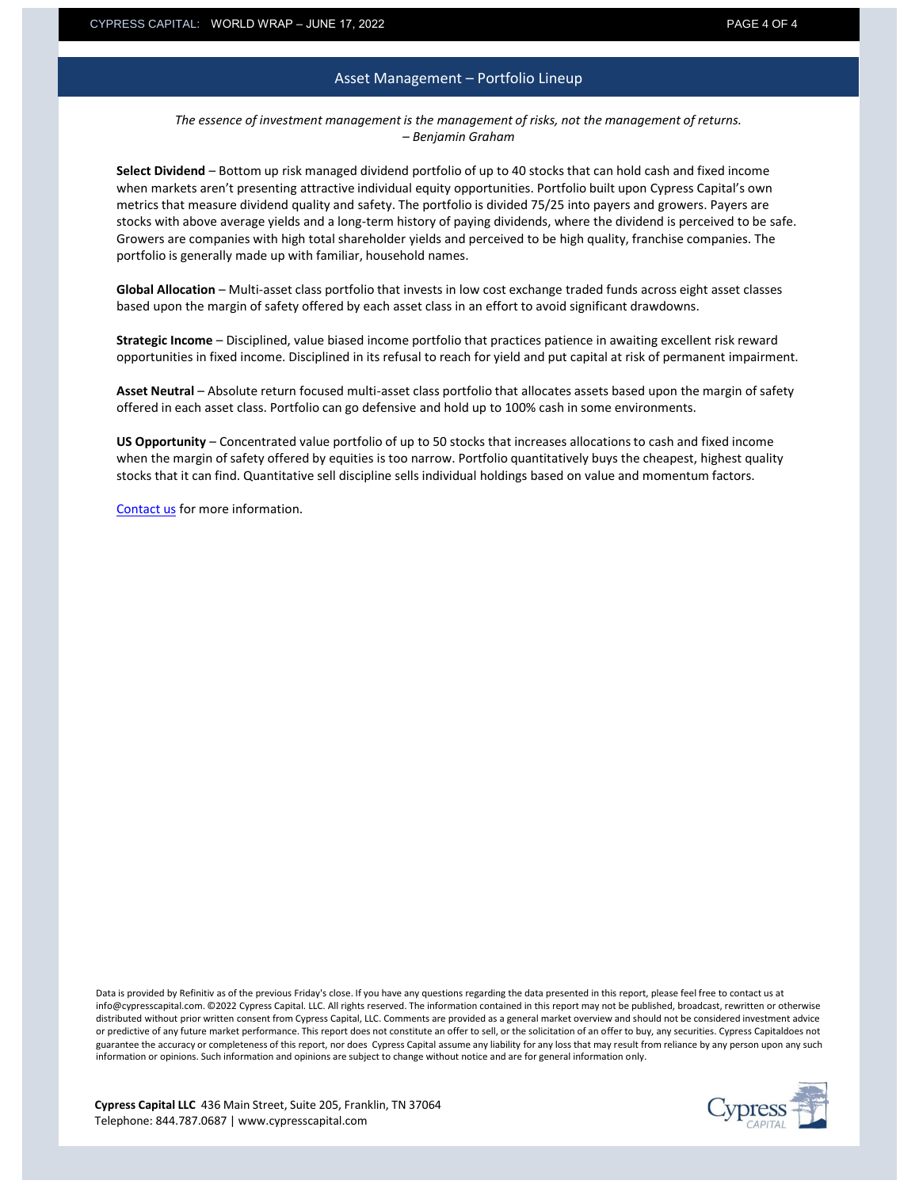## Asset Management – Portfolio Lineup

*The essence of investment management is the management of risks, not the management of returns.*
*– Benjamin Graham*

**Select Dividend** – Bottom up risk managed dividend portfolio of up to 40 stocks that can hold cash and fixed income when markets aren't presenting attractive individual equity opportunities. Portfolio built upon Cypress Capital's own metrics that measure dividend quality and safety. The portfolio is divided 75/25 into payers and growers. Payers are stocks with above average yields and a long-term history of paying dividends, where the dividend is perceived to be safe. Growers are companies with high total shareholder yields and perceived to be high quality, franchise companies. The portfolio is generally made up with familiar, household names.

**Global Allocation** – Multi-asset class portfolio that invests in low cost exchange traded funds across eight asset classes based upon the margin of safety offered by each asset class in an effort to avoid significant drawdowns.

**Strategic Income** – Disciplined, value biased income portfolio that practices patience in awaiting excellent risk reward opportunities in fixed income. Disciplined in its refusal to reach for yield and put capital at risk of permanent impairment.

**Asset Neutral** – Absolute return focused multi-asset class portfolio that allocates assets based upon the margin of safety offered in each asset class. Portfolio can go defensive and hold up to 100% cash in some environments.

**US Opportunity** – Concentrated value portfolio of up to 50 stocks that increases allocations to cash and fixed income when the margin of safety offered by equities is too narrow. Portfolio quantitatively buys the cheapest, highest quality stocks that it can find. Quantitative sell discipline sells individual holdings based on value and momentum factors.

Contact us for more information.

Data is provided by Refinitiv as of the previous Friday's close. If you have any questions regarding the data presented in this report, please feel free to contact us at info@cypresscapital.com. ©2022 Cypress Capital. LLC. All rights reserved. The information contained in this report may not be published, broadcast, rewritten or otherwise distributed without prior written consent from Cypress Capital, LLC. Comments are provided as a general market overview and should not be considered investment advice or predictive of any future market performance. This report does not constitute an offer to sell, or the solicitation of an offer to buy, any securities. Cypress Capitaldoes not guarantee the accuracy or completeness of this report, nor does Cypress Capital assume any liability for any loss that may result from reliance by any person upon any such information or opinions. Such information and opinions are subject to change without notice and are for general information only.

**Cypress Capital LLC** 436 Main Street, Suite 205, Franklin, TN 37064
Telephone: 844.787.0687 | www.cypresscapital.com